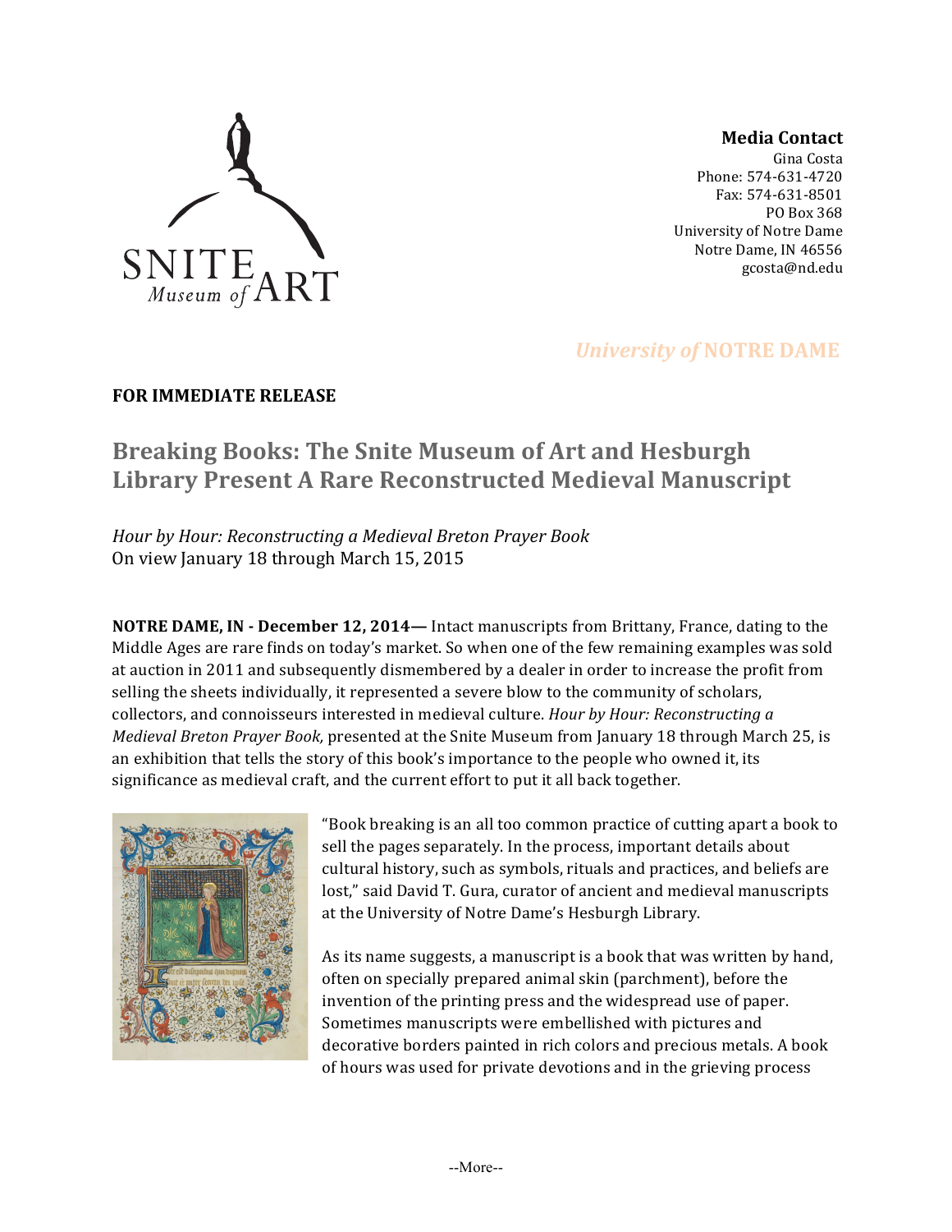**Media Contact**
Gina Costa
Phone: 574-631-4720
Fax: 574-631-8501
PO Box 368
University of Notre Dame
Notre Dame, IN 46556
gcosta@nd.edu

*University of* **NOTRE DAME**

**FOR IMMEDIATE RELEASE**

## Breaking Books: The Snite Museum of Art and Hesburgh Library Present A Rare Reconstructed Medieval Manuscript

*Hour by Hour: Reconstructing a Medieval Breton Prayer Book*
On view January 18 through March 15, 2015

**NOTRE DAME, IN - December 12, 2014—** Intact manuscripts from Brittany, France, dating to the Middle Ages are rare finds on today's market. So when one of the few remaining examples was sold at auction in 2011 and subsequently dismembered by a dealer in order to increase the profit from selling the sheets individually, it represented a severe blow to the community of scholars, collectors, and connoisseurs interested in medieval culture. *Hour by Hour: Reconstructing a Medieval Breton Prayer Book,* presented at the Snite Museum from January 18 through March 25, is an exhibition that tells the story of this book's importance to the people who owned it, its significance as medieval craft, and the current effort to put it all back together.

"Book breaking is an all too common practice of cutting apart a book to sell the pages separately. In the process, important details about cultural history, such as symbols, rituals and practices, and beliefs are lost," said David T. Gura, curator of ancient and medieval manuscripts at the University of Notre Dame's Hesburgh Library.

As its name suggests, a manuscript is a book that was written by hand, often on specially prepared animal skin (parchment), before the invention of the printing press and the widespread use of paper. Sometimes manuscripts were embellished with pictures and decorative borders painted in rich colors and precious metals. A book of hours was used for private devotions and in the grieving process

--More--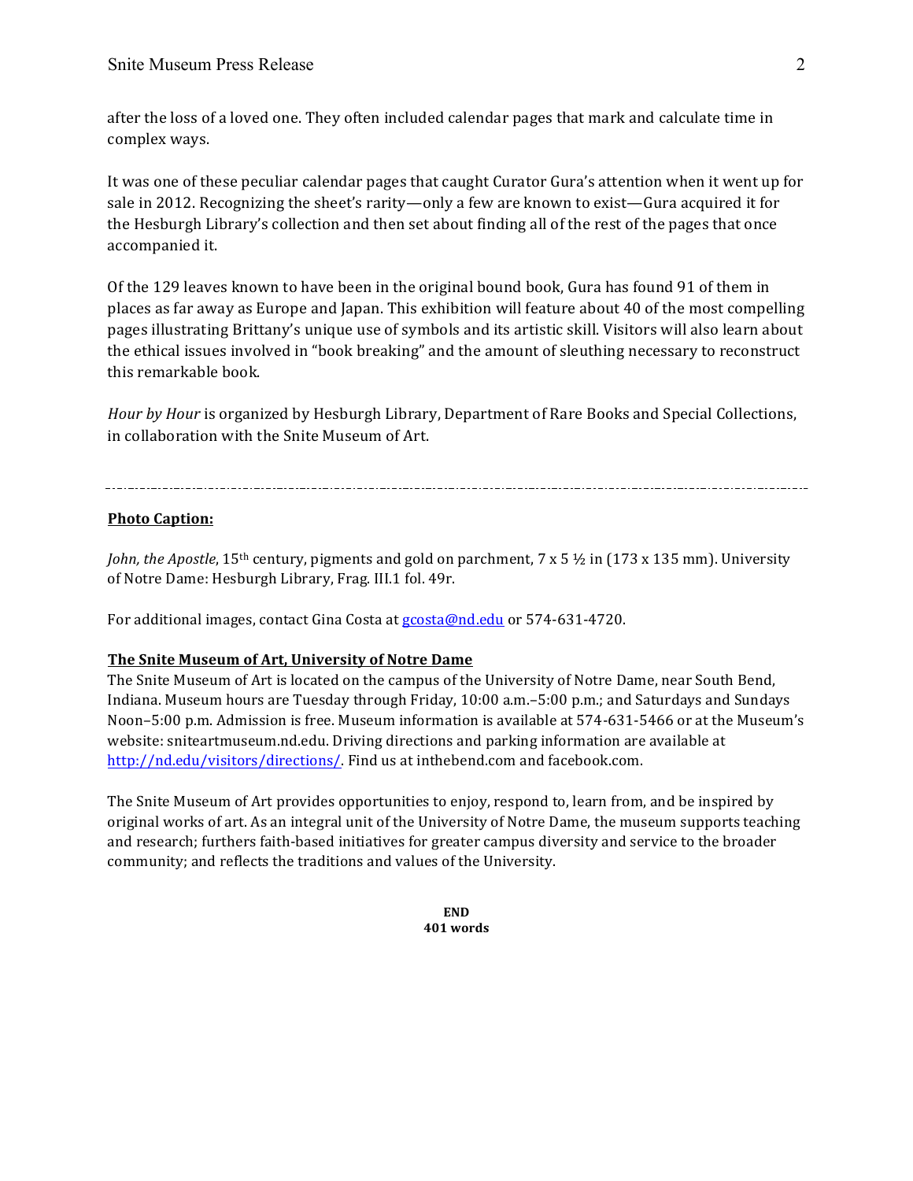after the loss of a loved one. They often included calendar pages that mark and calculate time in complex ways.

It was one of these peculiar calendar pages that caught Curator Gura's attention when it went up for sale in 2012. Recognizing the sheet's rarity—only a few are known to exist—Gura acquired it for the Hesburgh Library's collection and then set about finding all of the rest of the pages that once accompanied it.

Of the 129 leaves known to have been in the original bound book, Gura has found 91 of them in places as far away as Europe and Japan. This exhibition will feature about 40 of the most compelling pages illustrating Brittany's unique use of symbols and its artistic skill. Visitors will also learn about the ethical issues involved in "book breaking" and the amount of sleuthing necessary to reconstruct this remarkable book.

*Hour by Hour* is organized by Hesburgh Library, Department of Rare Books and Special Collections, in collaboration with the Snite Museum of Art.

---

**Photo Caption:**

*John, the Apostle*, 15th century, pigments and gold on parchment, 7 x 5 ½ in (173 x 135 mm). University of Notre Dame: Hesburgh Library, Frag. III.1 fol. 49r.

For additional images, contact Gina Costa at gcosta@nd.edu or 574-631-4720.

**The Snite Museum of Art, University of Notre Dame**

The Snite Museum of Art is located on the campus of the University of Notre Dame, near South Bend, Indiana. Museum hours are Tuesday through Friday, 10:00 a.m.–5:00 p.m.; and Saturdays and Sundays Noon–5:00 p.m. Admission is free. Museum information is available at 574-631-5466 or at the Museum's website: sniteartmuseum.nd.edu. Driving directions and parking information are available at http://nd.edu/visitors/directions/. Find us at inthebend.com and facebook.com.

The Snite Museum of Art provides opportunities to enjoy, respond to, learn from, and be inspired by original works of art. As an integral unit of the University of Notre Dame, the museum supports teaching and research; furthers faith-based initiatives for greater campus diversity and service to the broader community; and reflects the traditions and values of the University.

**END**
**401 words**